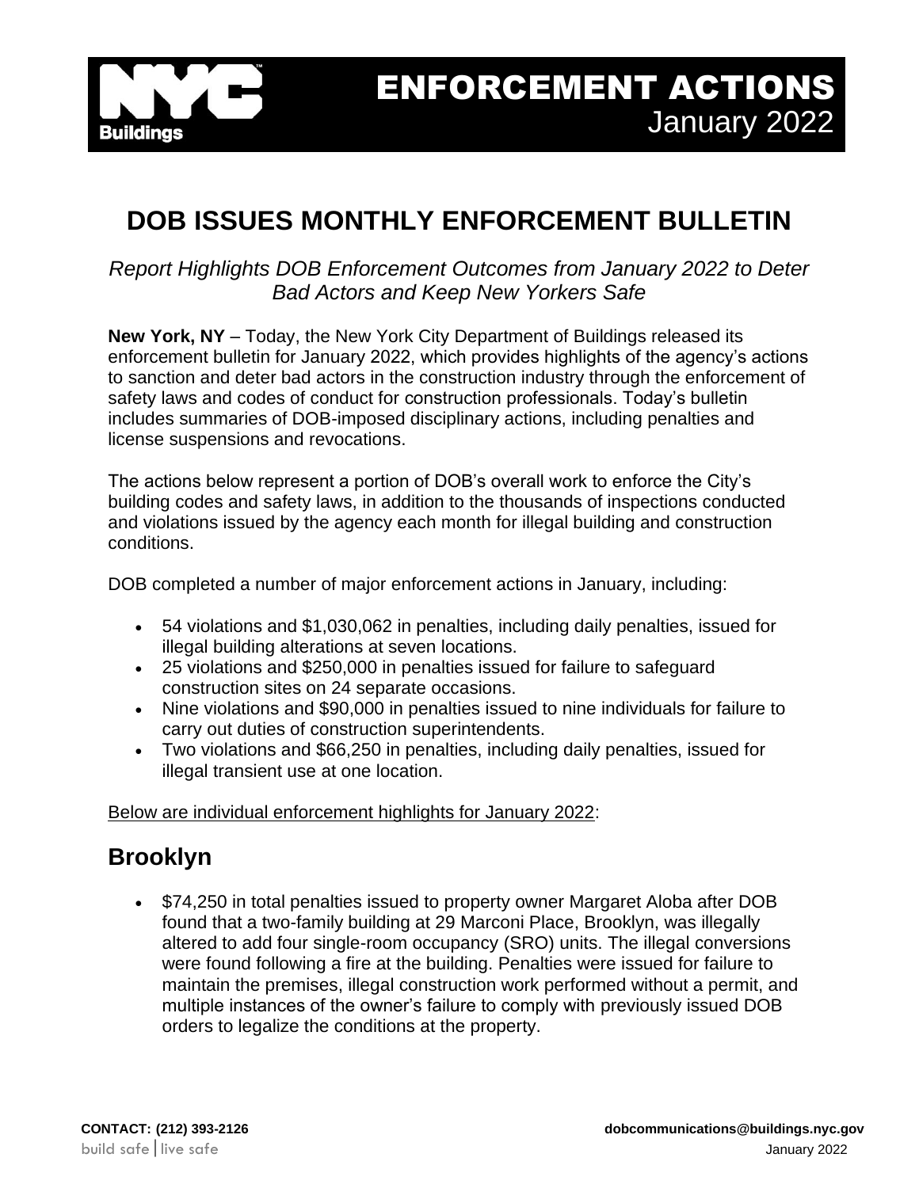# ENFORCEMENT ACTIONS
January 2022

## DOB ISSUES MONTHLY ENFORCEMENT BULLETIN

*Report Highlights DOB Enforcement Outcomes from January 2022 to Deter Bad Actors and Keep New Yorkers Safe*

**New York, NY** – Today, the New York City Department of Buildings released its enforcement bulletin for January 2022, which provides highlights of the agency's actions to sanction and deter bad actors in the construction industry through the enforcement of safety laws and codes of conduct for construction professionals. Today's bulletin includes summaries of DOB-imposed disciplinary actions, including penalties and license suspensions and revocations.

The actions below represent a portion of DOB's overall work to enforce the City's building codes and safety laws, in addition to the thousands of inspections conducted and violations issued by the agency each month for illegal building and construction conditions.

DOB completed a number of major enforcement actions in January, including:

- 54 violations and $1,030,062 in penalties, including daily penalties, issued for illegal building alterations at seven locations.
- 25 violations and $250,000 in penalties issued for failure to safeguard construction sites on 24 separate occasions.
- Nine violations and $90,000 in penalties issued to nine individuals for failure to carry out duties of construction superintendents.
- Two violations and $66,250 in penalties, including daily penalties, issued for illegal transient use at one location.

Below are individual enforcement highlights for January 2022:

## Brooklyn

- $74,250 in total penalties issued to property owner Margaret Aloba after DOB found that a two-family building at 29 Marconi Place, Brooklyn, was illegally altered to add four single-room occupancy (SRO) units. The illegal conversions were found following a fire at the building. Penalties were issued for failure to maintain the premises, illegal construction work performed without a permit, and multiple instances of the owner's failure to comply with previously issued DOB orders to legalize the conditions at the property.

**CONTACT: (212) 393-2126** **dobcommunications@buildings.nyc.gov**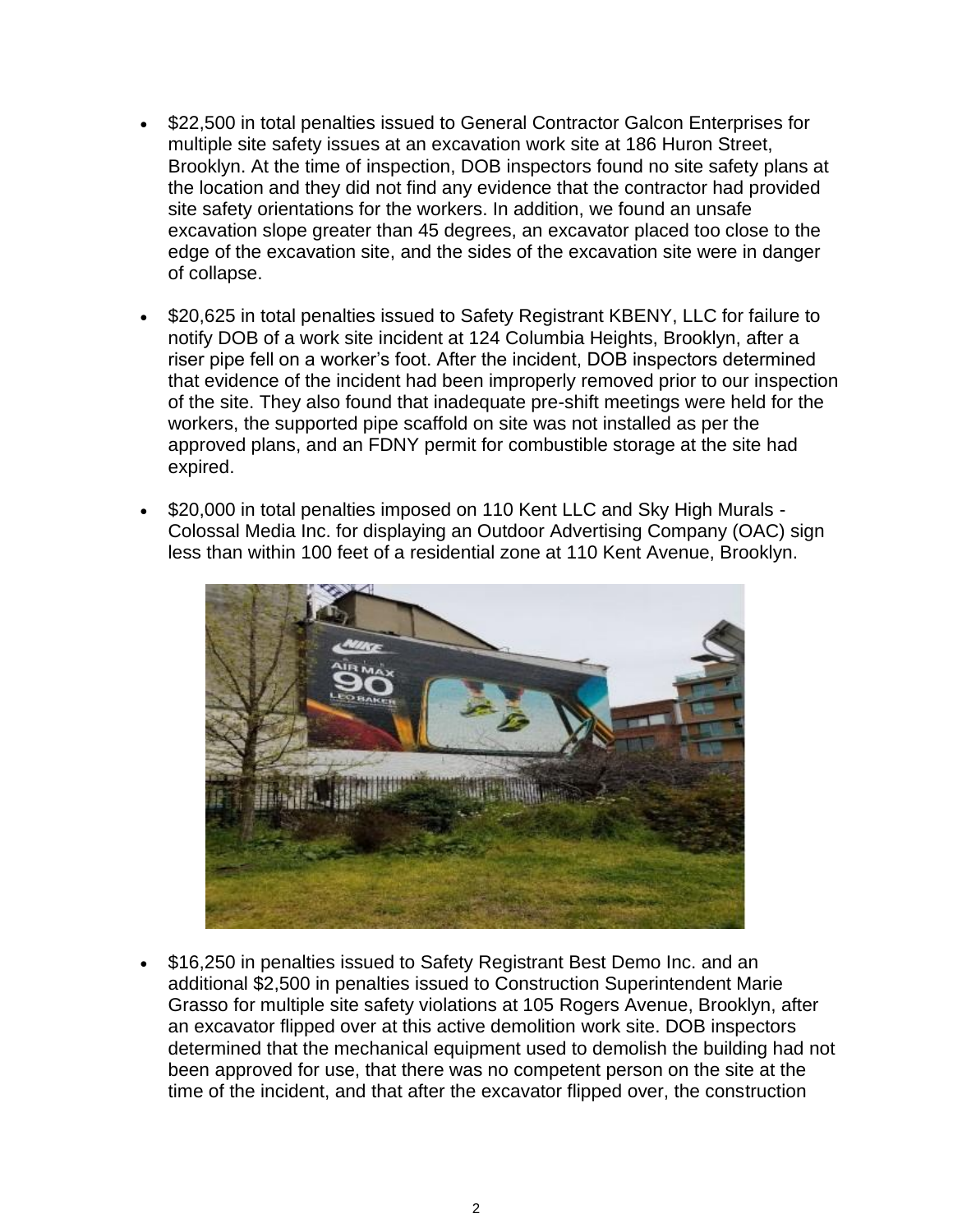- $22,500 in total penalties issued to General Contractor Galcon Enterprises for multiple site safety issues at an excavation work site at 186 Huron Street, Brooklyn. At the time of inspection, DOB inspectors found no site safety plans at the location and they did not find any evidence that the contractor had provided site safety orientations for the workers. In addition, we found an unsafe excavation slope greater than 45 degrees, an excavator placed too close to the edge of the excavation site, and the sides of the excavation site were in danger of collapse.

- $20,625 in total penalties issued to Safety Registrant KBENY, LLC for failure to notify DOB of a work site incident at 124 Columbia Heights, Brooklyn, after a riser pipe fell on a worker's foot. After the incident, DOB inspectors determined that evidence of the incident had been improperly removed prior to our inspection of the site. They also found that inadequate pre-shift meetings were held for the workers, the supported pipe scaffold on site was not installed as per the approved plans, and an FDNY permit for combustible storage at the site had expired.

- $20,000 in total penalties imposed on 110 Kent LLC and Sky High Murals - Colossal Media Inc. for displaying an Outdoor Advertising Company (OAC) sign less than within 100 feet of a residential zone at 110 Kent Avenue, Brooklyn.

- $16,250 in penalties issued to Safety Registrant Best Demo Inc. and an additional $2,500 in penalties issued to Construction Superintendent Marie Grasso for multiple site safety violations at 105 Rogers Avenue, Brooklyn, after an excavator flipped over at this active demolition work site. DOB inspectors determined that the mechanical equipment used to demolish the building had not been approved for use, that there was no competent person on the site at the time of the incident, and that after the excavator flipped over, the construction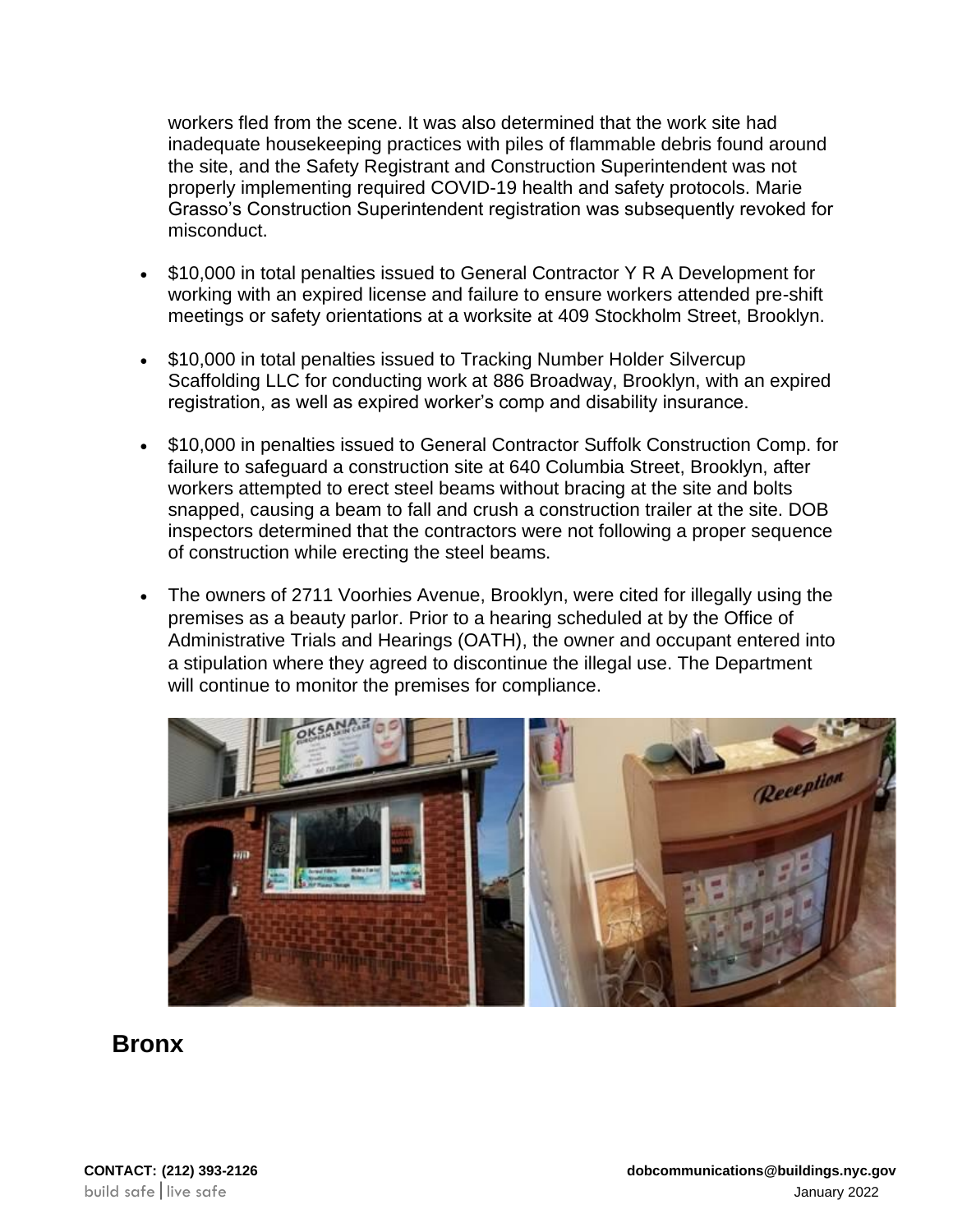workers fled from the scene. It was also determined that the work site had inadequate housekeeping practices with piles of flammable debris found around the site, and the Safety Registrant and Construction Superintendent was not properly implementing required COVID-19 health and safety protocols. Marie Grasso's Construction Superintendent registration was subsequently revoked for misconduct.

- $10,000 in total penalties issued to General Contractor Y R A Development for working with an expired license and failure to ensure workers attended pre-shift meetings or safety orientations at a worksite at 409 Stockholm Street, Brooklyn.
- $10,000 in total penalties issued to Tracking Number Holder Silvercup Scaffolding LLC for conducting work at 886 Broadway, Brooklyn, with an expired registration, as well as expired worker's comp and disability insurance.
- $10,000 in penalties issued to General Contractor Suffolk Construction Comp. for failure to safeguard a construction site at 640 Columbia Street, Brooklyn, after workers attempted to erect steel beams without bracing at the site and bolts snapped, causing a beam to fall and crush a construction trailer at the site. DOB inspectors determined that the contractors were not following a proper sequence of construction while erecting the steel beams.
- The owners of 2711 Voorhies Avenue, Brooklyn, were cited for illegally using the premises as a beauty parlor. Prior to a hearing scheduled at by the Office of Administrative Trials and Hearings (OATH), the owner and occupant entered into a stipulation where they agreed to discontinue the illegal use. The Department will continue to monitor the premises for compliance.

## Bronx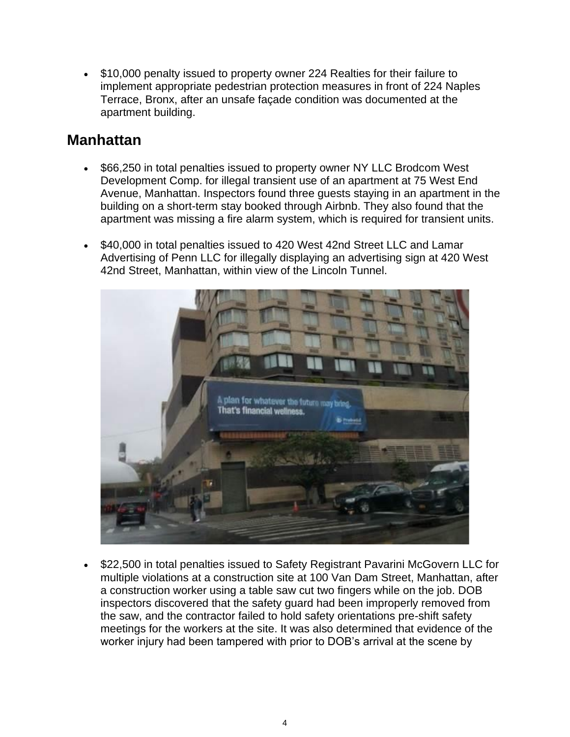- $10,000 penalty issued to property owner 224 Realties for their failure to implement appropriate pedestrian protection measures in front of 224 Naples Terrace, Bronx, after an unsafe façade condition was documented at the apartment building.

## Manhattan

- $66,250 in total penalties issued to property owner NY LLC Brodcom West Development Comp. for illegal transient use of an apartment at 75 West End Avenue, Manhattan. Inspectors found three guests staying in an apartment in the building on a short-term stay booked through Airbnb. They also found that the apartment was missing a fire alarm system, which is required for transient units.

- $40,000 in total penalties issued to 420 West 42nd Street LLC and Lamar Advertising of Penn LLC for illegally displaying an advertising sign at 420 West 42nd Street, Manhattan, within view of the Lincoln Tunnel.

- $22,500 in total penalties issued to Safety Registrant Pavarini McGovern LLC for multiple violations at a construction site at 100 Van Dam Street, Manhattan, after a construction worker using a table saw cut two fingers while on the job. DOB inspectors discovered that the safety guard had been improperly removed from the saw, and the contractor failed to hold safety orientations pre-shift safety meetings for the workers at the site. It was also determined that evidence of the worker injury had been tampered with prior to DOB's arrival at the scene by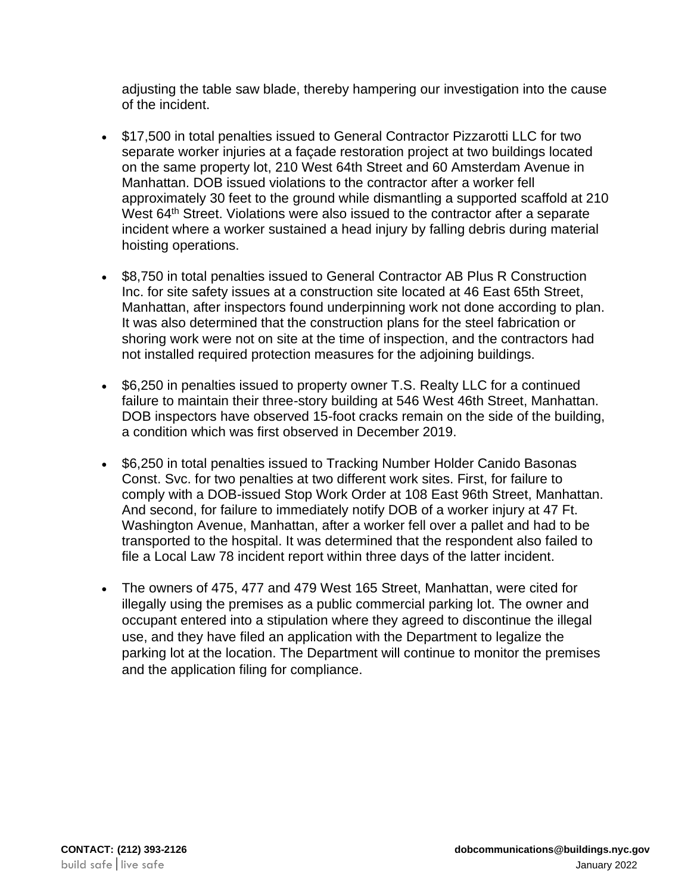adjusting the table saw blade, thereby hampering our investigation into the cause of the incident.

- $17,500 in total penalties issued to General Contractor Pizzarotti LLC for two separate worker injuries at a façade restoration project at two buildings located on the same property lot, 210 West 64th Street and 60 Amsterdam Avenue in Manhattan. DOB issued violations to the contractor after a worker fell approximately 30 feet to the ground while dismantling a supported scaffold at 210 West 64th Street. Violations were also issued to the contractor after a separate incident where a worker sustained a head injury by falling debris during material hoisting operations.

- $8,750 in total penalties issued to General Contractor AB Plus R Construction Inc. for site safety issues at a construction site located at 46 East 65th Street, Manhattan, after inspectors found underpinning work not done according to plan. It was also determined that the construction plans for the steel fabrication or shoring work were not on site at the time of inspection, and the contractors had not installed required protection measures for the adjoining buildings.

- $6,250 in penalties issued to property owner T.S. Realty LLC for a continued failure to maintain their three-story building at 546 West 46th Street, Manhattan. DOB inspectors have observed 15-foot cracks remain on the side of the building, a condition which was first observed in December 2019.

- $6,250 in total penalties issued to Tracking Number Holder Canido Basonas Const. Svc. for two penalties at two different work sites. First, for failure to comply with a DOB-issued Stop Work Order at 108 East 96th Street, Manhattan. And second, for failure to immediately notify DOB of a worker injury at 47 Ft. Washington Avenue, Manhattan, after a worker fell over a pallet and had to be transported to the hospital. It was determined that the respondent also failed to file a Local Law 78 incident report within three days of the latter incident.

- The owners of 475, 477 and 479 West 165 Street, Manhattan, were cited for illegally using the premises as a public commercial parking lot. The owner and occupant entered into a stipulation where they agreed to discontinue the illegal use, and they have filed an application with the Department to legalize the parking lot at the location. The Department will continue to monitor the premises and the application filing for compliance.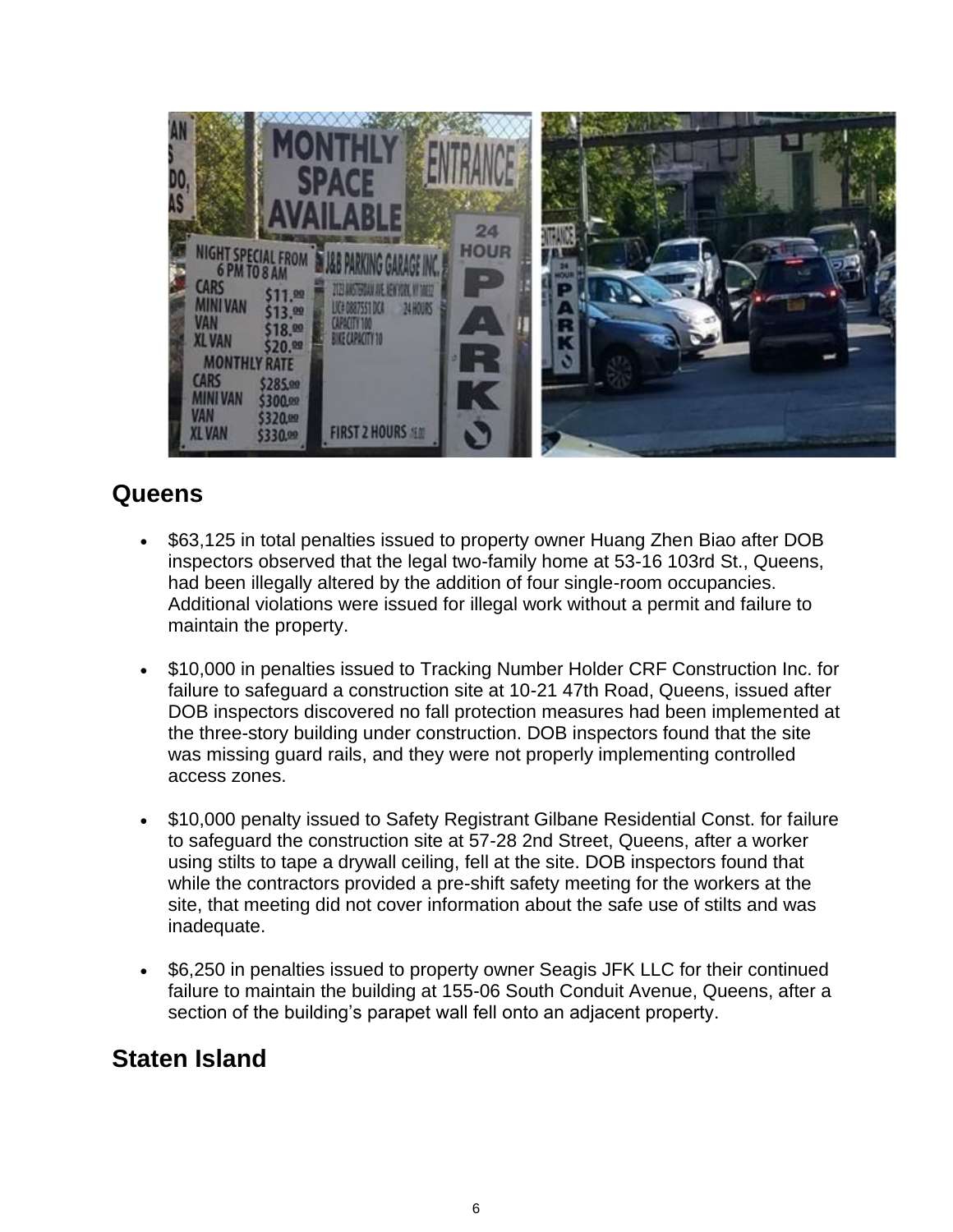## Queens

- $63,125 in total penalties issued to property owner Huang Zhen Biao after DOB inspectors observed that the legal two-family home at 53-16 103rd St., Queens, had been illegally altered by the addition of four single-room occupancies. Additional violations were issued for illegal work without a permit and failure to maintain the property.

- $10,000 in penalties issued to Tracking Number Holder CRF Construction Inc. for failure to safeguard a construction site at 10-21 47th Road, Queens, issued after DOB inspectors discovered no fall protection measures had been implemented at the three-story building under construction. DOB inspectors found that the site was missing guard rails, and they were not properly implementing controlled access zones.

- $10,000 penalty issued to Safety Registrant Gilbane Residential Const. for failure to safeguard the construction site at 57-28 2nd Street, Queens, after a worker using stilts to tape a drywall ceiling, fell at the site. DOB inspectors found that while the contractors provided a pre-shift safety meeting for the workers at the site, that meeting did not cover information about the safe use of stilts and was inadequate.

- $6,250 in penalties issued to property owner Seagis JFK LLC for their continued failure to maintain the building at 155-06 South Conduit Avenue, Queens, after a section of the building's parapet wall fell onto an adjacent property.

## Staten Island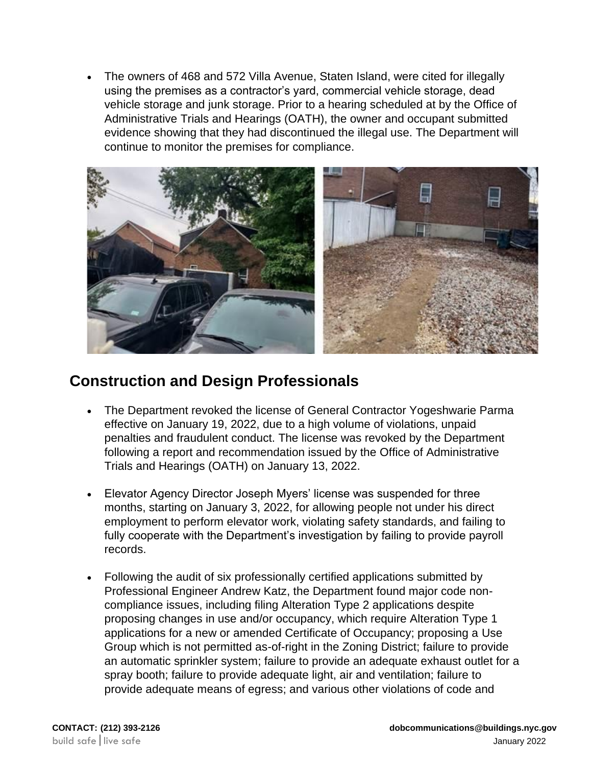- The owners of 468 and 572 Villa Avenue, Staten Island, were cited for illegally using the premises as a contractor's yard, commercial vehicle storage, dead vehicle storage and junk storage. Prior to a hearing scheduled at by the Office of Administrative Trials and Hearings (OATH), the owner and occupant submitted evidence showing that they had discontinued the illegal use. The Department will continue to monitor the premises for compliance.

## Construction and Design Professionals

- The Department revoked the license of General Contractor Yogeshwarie Parma effective on January 19, 2022, due to a high volume of violations, unpaid penalties and fraudulent conduct. The license was revoked by the Department following a report and recommendation issued by the Office of Administrative Trials and Hearings (OATH) on January 13, 2022.

- Elevator Agency Director Joseph Myers' license was suspended for three months, starting on January 3, 2022, for allowing people not under his direct employment to perform elevator work, violating safety standards, and failing to fully cooperate with the Department's investigation by failing to provide payroll records.

- Following the audit of six professionally certified applications submitted by Professional Engineer Andrew Katz, the Department found major code non-compliance issues, including filing Alteration Type 2 applications despite proposing changes in use and/or occupancy, which require Alteration Type 1 applications for a new or amended Certificate of Occupancy; proposing a Use Group which is not permitted as-of-right in the Zoning District; failure to provide an automatic sprinkler system; failure to provide an adequate exhaust outlet for a spray booth; failure to provide adequate light, air and ventilation; failure to provide adequate means of egress; and various other violations of code and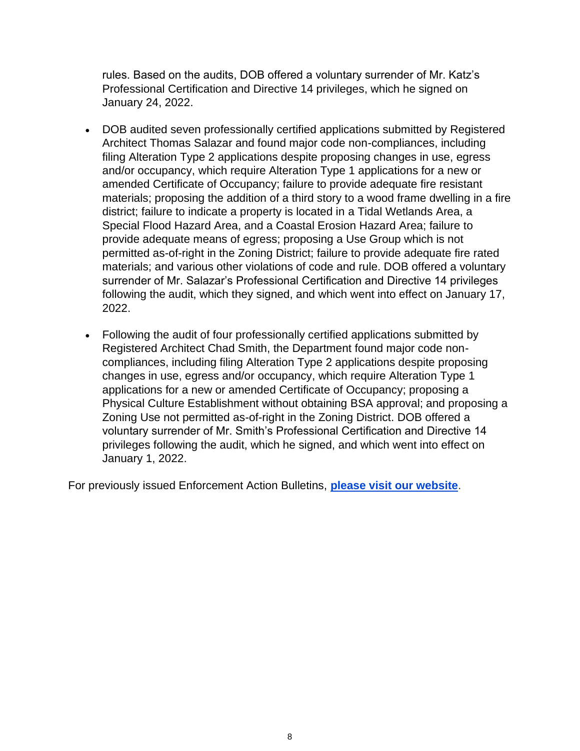rules. Based on the audits, DOB offered a voluntary surrender of Mr. Katz's Professional Certification and Directive 14 privileges, which he signed on January 24, 2022.

- DOB audited seven professionally certified applications submitted by Registered Architect Thomas Salazar and found major code non-compliances, including filing Alteration Type 2 applications despite proposing changes in use, egress and/or occupancy, which require Alteration Type 1 applications for a new or amended Certificate of Occupancy; failure to provide adequate fire resistant materials; proposing the addition of a third story to a wood frame dwelling in a fire district; failure to indicate a property is located in a Tidal Wetlands Area, a Special Flood Hazard Area, and a Coastal Erosion Hazard Area; failure to provide adequate means of egress; proposing a Use Group which is not permitted as-of-right in the Zoning District; failure to provide adequate fire rated materials; and various other violations of code and rule. DOB offered a voluntary surrender of Mr. Salazar's Professional Certification and Directive 14 privileges following the audit, which they signed, and which went into effect on January 17, 2022.

- Following the audit of four professionally certified applications submitted by Registered Architect Chad Smith, the Department found major code non-compliances, including filing Alteration Type 2 applications despite proposing changes in use, egress and/or occupancy, which require Alteration Type 1 applications for a new or amended Certificate of Occupancy; proposing a Physical Culture Establishment without obtaining BSA approval; and proposing a Zoning Use not permitted as-of-right in the Zoning District. DOB offered a voluntary surrender of Mr. Smith's Professional Certification and Directive 14 privileges following the audit, which he signed, and which went into effect on January 1, 2022.

For previously issued Enforcement Action Bulletins, **please visit our website**.